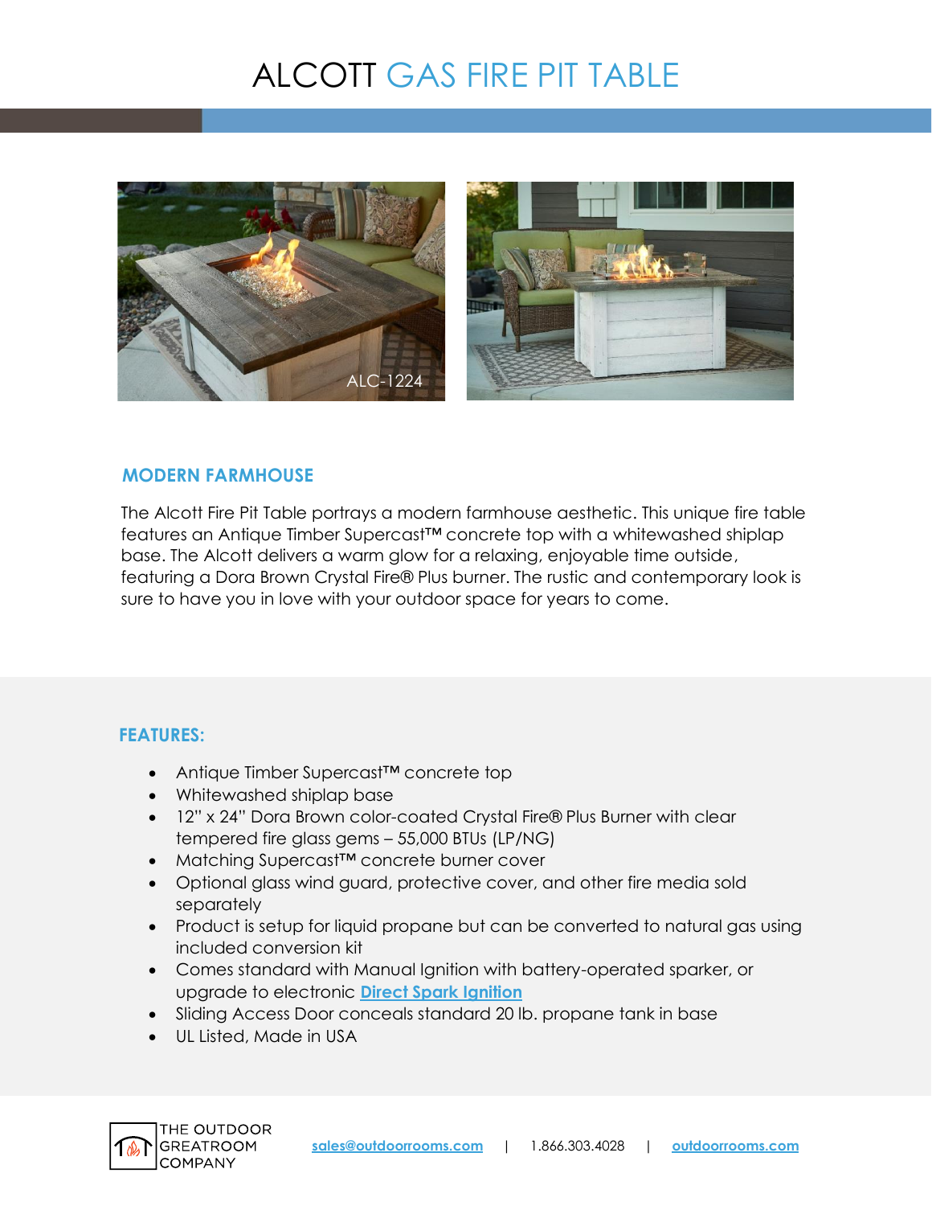# ALCOTT GAS FIRE PIT TABLE

ALC-1224

## MODERN FARMHOUSE

The Alcott Fire Pit Table portrays a modern farmhouse aesthetic. This unique fire table features an Antique Timber Supercast™ concrete top with a whitewashed shiplap base. The Alcott delivers a warm glow for a relaxing, enjoyable time outside, featuring a Dora Brown Crystal Fire® Plus burner. The rustic and contemporary look is sure to have you in love with your outdoor space for years to come.

## FEATURES:

- Antique Timber Supercast™ concrete top
- Whitewashed shiplap base
- 12" x 24" Dora Brown color-coated Crystal Fire® Plus Burner with clear tempered fire glass gems – 55,000 BTUs (LP/NG)
- Matching Supercast™ concrete burner cover
- Optional glass wind guard, protective cover, and other fire media sold separately
- Product is setup for liquid propane but can be converted to natural gas using included conversion kit
- Comes standard with Manual Ignition with battery-operated sparker, or upgrade to electronic **Direct Spark Ignition**
- Sliding Access Door conceals standard 20 lb. propane tank in base
- UL Listed, Made in USA

THE OUTDOOR GREATROOM COMPANY

sales@outdoorrooms.com | 1.866.303.4028 | outdoorrooms.com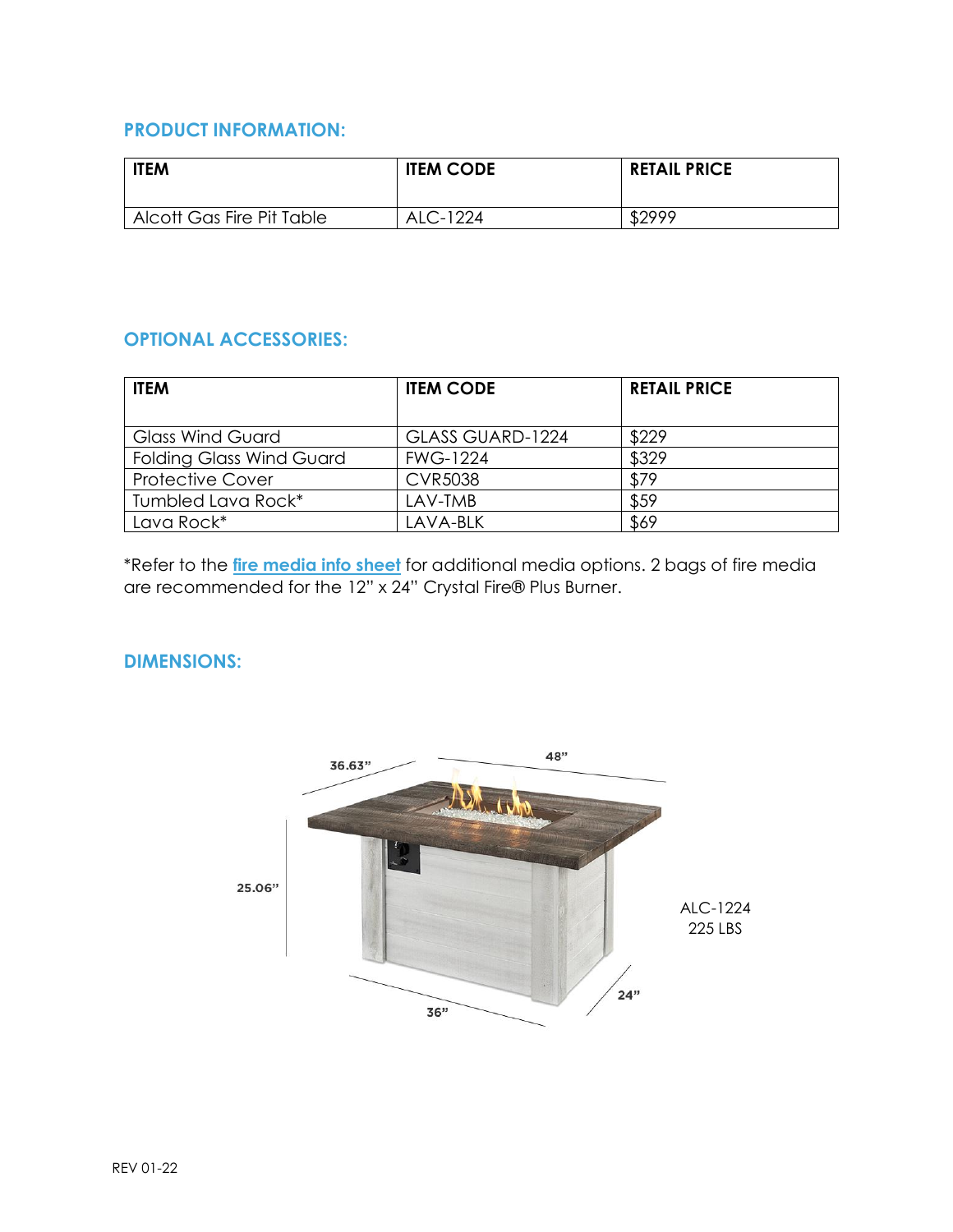## PRODUCT INFORMATION:

| ITEM | ITEM CODE | RETAIL PRICE |
| --- | --- | --- |
| Alcott Gas Fire Pit Table | ALC-1224 | $2999 |

## OPTIONAL ACCESSORIES:

| ITEM | ITEM CODE | RETAIL PRICE |
| --- | --- | --- |
| Glass Wind Guard | GLASS GUARD-1224 | $229 |
| Folding Glass Wind Guard | FWG-1224 | $329 |
| Protective Cover | CVR5038 | $79 |
| Tumbled Lava Rock* | LAV-TMB | $59 |
| Lava Rock* | LAVA-BLK | $69 |

*Refer to the **fire media info sheet** for additional media options. 2 bags of fire media are recommended for the 12" x 24" Crystal Fire® Plus Burner.

## DIMENSIONS:

36.63"

48"

25.06"

36"

24"

ALC-1224
225 LBS

REV 01-22